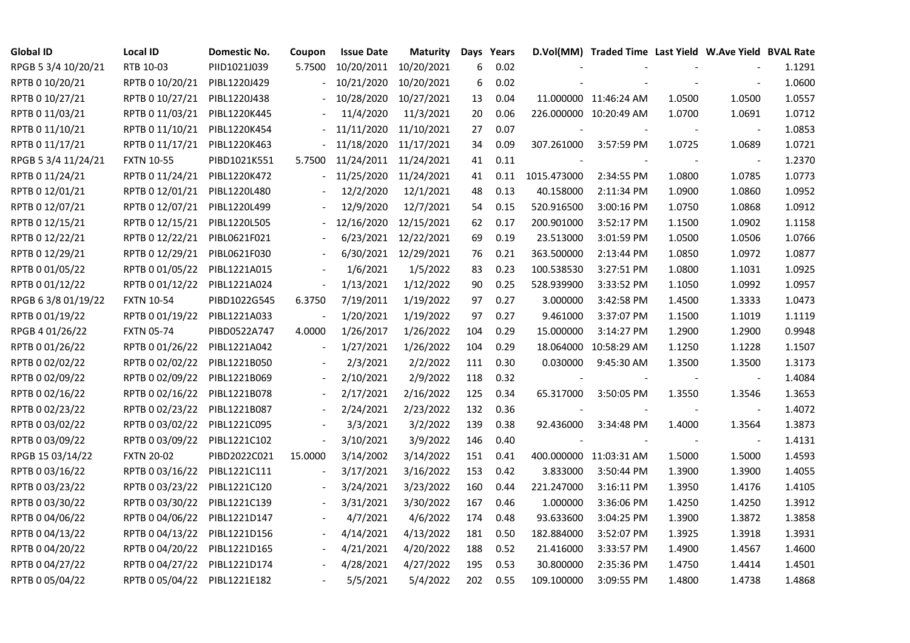| Global ID | Local ID | Domestic No. | Coupon | Issue Date | Maturity | Days | Years | D.Vol(MM) | Traded Time | Last Yield | W.Ave Yield | BVAL Rate |
|---|---|---|---|---|---|---|---|---|---|---|---|---|
| RPGB 5 3/4 10/20/21 | RTB 10-03 | PIID1021J039 | 5.7500 | 10/20/2011 | 10/20/2021 | 6 | 0.02 | - | - | - | - | 1.1291 |
| RPTB 0 10/20/21 | RPTB 0 10/20/21 | PIBL1220J429 | - | 10/21/2020 | 10/20/2021 | 6 | 0.02 | - | - | - | - | 1.0600 |
| RPTB 0 10/27/21 | RPTB 0 10/27/21 | PIBL1220J438 | - | 10/28/2020 | 10/27/2021 | 13 | 0.04 | 11.000000 | 11:46:24 AM | 1.0500 | 1.0500 | 1.0557 |
| RPTB 0 11/03/21 | RPTB 0 11/03/21 | PIBL1220K445 | - | 11/4/2020 | 11/3/2021 | 20 | 0.06 | 226.000000 | 10:20:49 AM | 1.0700 | 1.0691 | 1.0712 |
| RPTB 0 11/10/21 | RPTB 0 11/10/21 | PIBL1220K454 | - | 11/11/2020 | 11/10/2021 | 27 | 0.07 | - | - | - | - | 1.0853 |
| RPTB 0 11/17/21 | RPTB 0 11/17/21 | PIBL1220K463 | - | 11/18/2020 | 11/17/2021 | 34 | 0.09 | 307.261000 | 3:57:59 PM | 1.0725 | 1.0689 | 1.0721 |
| RPGB 5 3/4 11/24/21 | FXTN 10-55 | PIBD1021K551 | 5.7500 | 11/24/2011 | 11/24/2021 | 41 | 0.11 | - | - | - | - | 1.2370 |
| RPTB 0 11/24/21 | RPTB 0 11/24/21 | PIBL1220K472 | - | 11/25/2020 | 11/24/2021 | 41 | 0.11 | 1015.473000 | 2:34:55 PM | 1.0800 | 1.0785 | 1.0773 |
| RPTB 0 12/01/21 | RPTB 0 12/01/21 | PIBL1220L480 | - | 12/2/2020 | 12/1/2021 | 48 | 0.13 | 40.158000 | 2:11:34 PM | 1.0900 | 1.0860 | 1.0952 |
| RPTB 0 12/07/21 | RPTB 0 12/07/21 | PIBL1220L499 | - | 12/9/2020 | 12/7/2021 | 54 | 0.15 | 520.916500 | 3:00:16 PM | 1.0750 | 1.0868 | 1.0912 |
| RPTB 0 12/15/21 | RPTB 0 12/15/21 | PIBL1220L505 | - | 12/16/2020 | 12/15/2021 | 62 | 0.17 | 200.901000 | 3:52:17 PM | 1.1500 | 1.0902 | 1.1158 |
| RPTB 0 12/22/21 | RPTB 0 12/22/21 | PIBL0621F021 | - | 6/23/2021 | 12/22/2021 | 69 | 0.19 | 23.513000 | 3:01:59 PM | 1.0500 | 1.0506 | 1.0766 |
| RPTB 0 12/29/21 | RPTB 0 12/29/21 | PIBL0621F030 | - | 6/30/2021 | 12/29/2021 | 76 | 0.21 | 363.500000 | 2:13:44 PM | 1.0850 | 1.0972 | 1.0877 |
| RPTB 0 01/05/22 | RPTB 0 01/05/22 | PIBL1221A015 | - | 1/6/2021 | 1/5/2022 | 83 | 0.23 | 100.538530 | 3:27:51 PM | 1.0800 | 1.1031 | 1.0925 |
| RPTB 0 01/12/22 | RPTB 0 01/12/22 | PIBL1221A024 | - | 1/13/2021 | 1/12/2022 | 90 | 0.25 | 528.939900 | 3:33:52 PM | 1.1050 | 1.0992 | 1.0957 |
| RPGB 6 3/8 01/19/22 | FXTN 10-54 | PIBD1022G545 | 6.3750 | 7/19/2011 | 1/19/2022 | 97 | 0.27 | 3.000000 | 3:42:58 PM | 1.4500 | 1.3333 | 1.0473 |
| RPTB 0 01/19/22 | RPTB 0 01/19/22 | PIBL1221A033 | - | 1/20/2021 | 1/19/2022 | 97 | 0.27 | 9.461000 | 3:37:07 PM | 1.1500 | 1.1019 | 1.1119 |
| RPGB 4 01/26/22 | FXTN 05-74 | PIBD0522A747 | 4.0000 | 1/26/2017 | 1/26/2022 | 104 | 0.29 | 15.000000 | 3:14:27 PM | 1.2900 | 1.2900 | 0.9948 |
| RPTB 0 01/26/22 | RPTB 0 01/26/22 | PIBL1221A042 | - | 1/27/2021 | 1/26/2022 | 104 | 0.29 | 18.064000 | 10:58:29 AM | 1.1250 | 1.1228 | 1.1507 |
| RPTB 0 02/02/22 | RPTB 0 02/02/22 | PIBL1221B050 | - | 2/3/2021 | 2/2/2022 | 111 | 0.30 | 0.030000 | 9:45:30 AM | 1.3500 | 1.3500 | 1.3173 |
| RPTB 0 02/09/22 | RPTB 0 02/09/22 | PIBL1221B069 | - | 2/10/2021 | 2/9/2022 | 118 | 0.32 | - | - | - | - | 1.4084 |
| RPTB 0 02/16/22 | RPTB 0 02/16/22 | PIBL1221B078 | - | 2/17/2021 | 2/16/2022 | 125 | 0.34 | 65.317000 | 3:50:05 PM | 1.3550 | 1.3546 | 1.3653 |
| RPTB 0 02/23/22 | RPTB 0 02/23/22 | PIBL1221B087 | - | 2/24/2021 | 2/23/2022 | 132 | 0.36 | - | - | - | - | 1.4072 |
| RPTB 0 03/02/22 | RPTB 0 03/02/22 | PIBL1221C095 | - | 3/3/2021 | 3/2/2022 | 139 | 0.38 | 92.436000 | 3:34:48 PM | 1.4000 | 1.3564 | 1.3873 |
| RPTB 0 03/09/22 | RPTB 0 03/09/22 | PIBL1221C102 | - | 3/10/2021 | 3/9/2022 | 146 | 0.40 | - | - | - | - | 1.4131 |
| RPGB 15 03/14/22 | FXTN 20-02 | PIBD2022C021 | 15.0000 | 3/14/2002 | 3/14/2022 | 151 | 0.41 | 400.000000 | 11:03:31 AM | 1.5000 | 1.5000 | 1.4593 |
| RPTB 0 03/16/22 | RPTB 0 03/16/22 | PIBL1221C111 | - | 3/17/2021 | 3/16/2022 | 153 | 0.42 | 3.833000 | 3:50:44 PM | 1.3900 | 1.3900 | 1.4055 |
| RPTB 0 03/23/22 | RPTB 0 03/23/22 | PIBL1221C120 | - | 3/24/2021 | 3/23/2022 | 160 | 0.44 | 221.247000 | 3:16:11 PM | 1.3950 | 1.4176 | 1.4105 |
| RPTB 0 03/30/22 | RPTB 0 03/30/22 | PIBL1221C139 | - | 3/31/2021 | 3/30/2022 | 167 | 0.46 | 1.000000 | 3:36:06 PM | 1.4250 | 1.4250 | 1.3912 |
| RPTB 0 04/06/22 | RPTB 0 04/06/22 | PIBL1221D147 | - | 4/7/2021 | 4/6/2022 | 174 | 0.48 | 93.633600 | 3:04:25 PM | 1.3900 | 1.3872 | 1.3858 |
| RPTB 0 04/13/22 | RPTB 0 04/13/22 | PIBL1221D156 | - | 4/14/2021 | 4/13/2022 | 181 | 0.50 | 182.884000 | 3:52:07 PM | 1.3925 | 1.3918 | 1.3931 |
| RPTB 0 04/20/22 | RPTB 0 04/20/22 | PIBL1221D165 | - | 4/21/2021 | 4/20/2022 | 188 | 0.52 | 21.416000 | 3:33:57 PM | 1.4900 | 1.4567 | 1.4600 |
| RPTB 0 04/27/22 | RPTB 0 04/27/22 | PIBL1221D174 | - | 4/28/2021 | 4/27/2022 | 195 | 0.53 | 30.800000 | 2:35:36 PM | 1.4750 | 1.4414 | 1.4501 |
| RPTB 0 05/04/22 | RPTB 0 05/04/22 | PIBL1221E182 | - | 5/5/2021 | 5/4/2022 | 202 | 0.55 | 109.100000 | 3:09:55 PM | 1.4800 | 1.4738 | 1.4868 |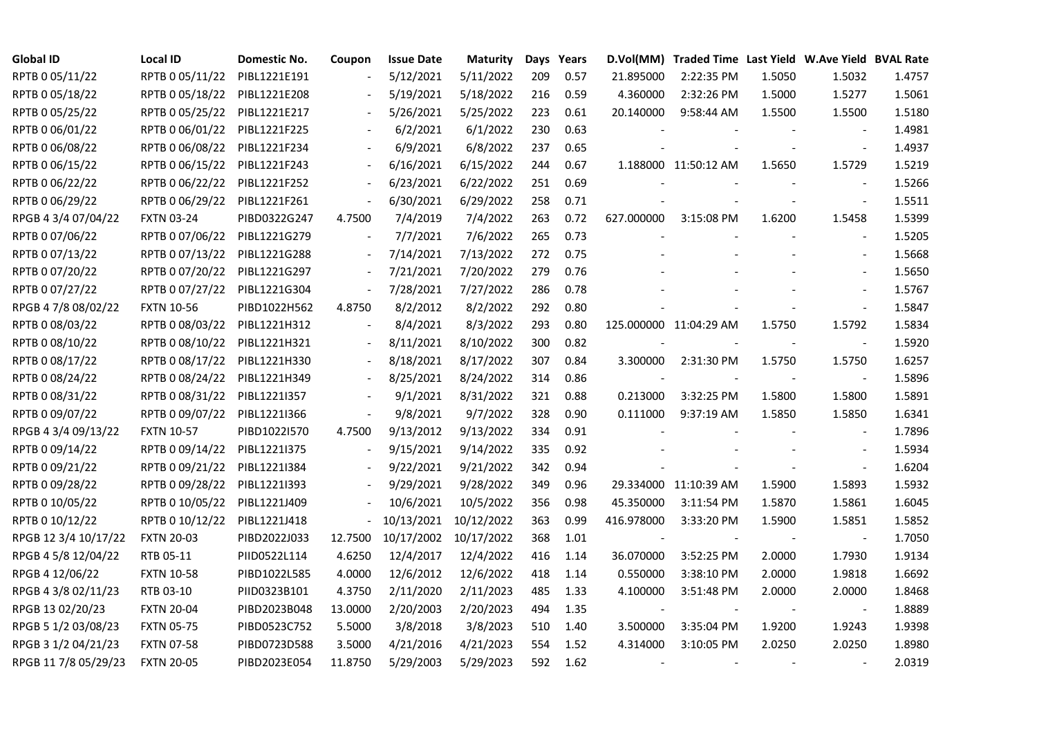| Global ID | Local ID | Domestic No. | Coupon | Issue Date | Maturity | Days | Years | D.Vol(MM) | Traded Time | Last Yield | W.Ave Yield | BVAL Rate |
|---|---|---|---|---|---|---|---|---|---|---|---|---|
| RPTB 0 05/11/22 | RPTB 0 05/11/22 | PIBL1221E191 | - | 5/12/2021 | 5/11/2022 | 209 | 0.57 | 21.895000 | 2:22:35 PM | 1.5050 | 1.5032 | 1.4757 |
| RPTB 0 05/18/22 | RPTB 0 05/18/22 | PIBL1221E208 | - | 5/19/2021 | 5/18/2022 | 216 | 0.59 | 4.360000 | 2:32:26 PM | 1.5000 | 1.5277 | 1.5061 |
| RPTB 0 05/25/22 | RPTB 0 05/25/22 | PIBL1221E217 | - | 5/26/2021 | 5/25/2022 | 223 | 0.61 | 20.140000 | 9:58:44 AM | 1.5500 | 1.5500 | 1.5180 |
| RPTB 0 06/01/22 | RPTB 0 06/01/22 | PIBL1221F225 | - | 6/2/2021 | 6/1/2022 | 230 | 0.63 | - | - | - | - | 1.4981 |
| RPTB 0 06/08/22 | RPTB 0 06/08/22 | PIBL1221F234 | - | 6/9/2021 | 6/8/2022 | 237 | 0.65 | - | - | - | - | 1.4937 |
| RPTB 0 06/15/22 | RPTB 0 06/15/22 | PIBL1221F243 | - | 6/16/2021 | 6/15/2022 | 244 | 0.67 | 1.188000 | 11:50:12 AM | 1.5650 | 1.5729 | 1.5219 |
| RPTB 0 06/22/22 | RPTB 0 06/22/22 | PIBL1221F252 | - | 6/23/2021 | 6/22/2022 | 251 | 0.69 | - | - | - | - | 1.5266 |
| RPTB 0 06/29/22 | RPTB 0 06/29/22 | PIBL1221F261 | - | 6/30/2021 | 6/29/2022 | 258 | 0.71 | - | - | - | - | 1.5511 |
| RPGB 4 3/4 07/04/22 | FXTN 03-24 | PIBD0322G247 | 4.7500 | 7/4/2019 | 7/4/2022 | 263 | 0.72 | 627.000000 | 3:15:08 PM | 1.6200 | 1.5458 | 1.5399 |
| RPTB 0 07/06/22 | RPTB 0 07/06/22 | PIBL1221G279 | - | 7/7/2021 | 7/6/2022 | 265 | 0.73 | - | - | - | - | 1.5205 |
| RPTB 0 07/13/22 | RPTB 0 07/13/22 | PIBL1221G288 | - | 7/14/2021 | 7/13/2022 | 272 | 0.75 | - | - | - | - | 1.5668 |
| RPTB 0 07/20/22 | RPTB 0 07/20/22 | PIBL1221G297 | - | 7/21/2021 | 7/20/2022 | 279 | 0.76 | - | - | - | - | 1.5650 |
| RPTB 0 07/27/22 | RPTB 0 07/27/22 | PIBL1221G304 | - | 7/28/2021 | 7/27/2022 | 286 | 0.78 | - | - | - | - | 1.5767 |
| RPGB 4 7/8 08/02/22 | FXTN 10-56 | PIBD1022H562 | 4.8750 | 8/2/2012 | 8/2/2022 | 292 | 0.80 | - | - | - | - | 1.5847 |
| RPTB 0 08/03/22 | RPTB 0 08/03/22 | PIBL1221H312 | - | 8/4/2021 | 8/3/2022 | 293 | 0.80 | 125.000000 | 11:04:29 AM | 1.5750 | 1.5792 | 1.5834 |
| RPTB 0 08/10/22 | RPTB 0 08/10/22 | PIBL1221H321 | - | 8/11/2021 | 8/10/2022 | 300 | 0.82 | - | - | - | - | 1.5920 |
| RPTB 0 08/17/22 | RPTB 0 08/17/22 | PIBL1221H330 | - | 8/18/2021 | 8/17/2022 | 307 | 0.84 | 3.300000 | 2:31:30 PM | 1.5750 | 1.5750 | 1.6257 |
| RPTB 0 08/24/22 | RPTB 0 08/24/22 | PIBL1221H349 | - | 8/25/2021 | 8/24/2022 | 314 | 0.86 | - | - | - | - | 1.5896 |
| RPTB 0 08/31/22 | RPTB 0 08/31/22 | PIBL1221I357 | - | 9/1/2021 | 8/31/2022 | 321 | 0.88 | 0.213000 | 3:32:25 PM | 1.5800 | 1.5800 | 1.5891 |
| RPTB 0 09/07/22 | RPTB 0 09/07/22 | PIBL1221I366 | - | 9/8/2021 | 9/7/2022 | 328 | 0.90 | 0.111000 | 9:37:19 AM | 1.5850 | 1.5850 | 1.6341 |
| RPGB 4 3/4 09/13/22 | FXTN 10-57 | PIBD1022I570 | 4.7500 | 9/13/2012 | 9/13/2022 | 334 | 0.91 | - | - | - | - | 1.7896 |
| RPTB 0 09/14/22 | RPTB 0 09/14/22 | PIBL1221I375 | - | 9/15/2021 | 9/14/2022 | 335 | 0.92 | - | - | - | - | 1.5934 |
| RPTB 0 09/21/22 | RPTB 0 09/21/22 | PIBL1221I384 | - | 9/22/2021 | 9/21/2022 | 342 | 0.94 | - | - | - | - | 1.6204 |
| RPTB 0 09/28/22 | RPTB 0 09/28/22 | PIBL1221I393 | - | 9/29/2021 | 9/28/2022 | 349 | 0.96 | 29.334000 | 11:10:39 AM | 1.5900 | 1.5893 | 1.5932 |
| RPTB 0 10/05/22 | RPTB 0 10/05/22 | PIBL1221J409 | - | 10/6/2021 | 10/5/2022 | 356 | 0.98 | 45.350000 | 3:11:54 PM | 1.5870 | 1.5861 | 1.6045 |
| RPTB 0 10/12/22 | RPTB 0 10/12/22 | PIBL1221J418 | - | 10/13/2021 | 10/12/2022 | 363 | 0.99 | 416.978000 | 3:33:20 PM | 1.5900 | 1.5851 | 1.5852 |
| RPGB 12 3/4 10/17/22 | FXTN 20-03 | PIBD2022J033 | 12.7500 | 10/17/2002 | 10/17/2022 | 368 | 1.01 | - | - | - | - | 1.7050 |
| RPGB 4 5/8 12/04/22 | RTB 05-11 | PIID0522L114 | 4.6250 | 12/4/2017 | 12/4/2022 | 416 | 1.14 | 36.070000 | 3:52:25 PM | 2.0000 | 1.7930 | 1.9134 |
| RPGB 4 12/06/22 | FXTN 10-58 | PIBD1022L585 | 4.0000 | 12/6/2012 | 12/6/2022 | 418 | 1.14 | 0.550000 | 3:38:10 PM | 2.0000 | 1.9818 | 1.6692 |
| RPGB 4 3/8 02/11/23 | RTB 03-10 | PIID0323B101 | 4.3750 | 2/11/2020 | 2/11/2023 | 485 | 1.33 | 4.100000 | 3:51:48 PM | 2.0000 | 2.0000 | 1.8468 |
| RPGB 13 02/20/23 | FXTN 20-04 | PIBD2023B048 | 13.0000 | 2/20/2003 | 2/20/2023 | 494 | 1.35 | - | - | - | - | 1.8889 |
| RPGB 5 1/2 03/08/23 | FXTN 05-75 | PIBD0523C752 | 5.5000 | 3/8/2018 | 3/8/2023 | 510 | 1.40 | 3.500000 | 3:35:04 PM | 1.9200 | 1.9243 | 1.9398 |
| RPGB 3 1/2 04/21/23 | FXTN 07-58 | PIBD0723D588 | 3.5000 | 4/21/2016 | 4/21/2023 | 554 | 1.52 | 4.314000 | 3:10:05 PM | 2.0250 | 2.0250 | 1.8980 |
| RPGB 11 7/8 05/29/23 | FXTN 20-05 | PIBD2023E054 | 11.8750 | 5/29/2003 | 5/29/2023 | 592 | 1.62 | - | - | - | - | 2.0319 |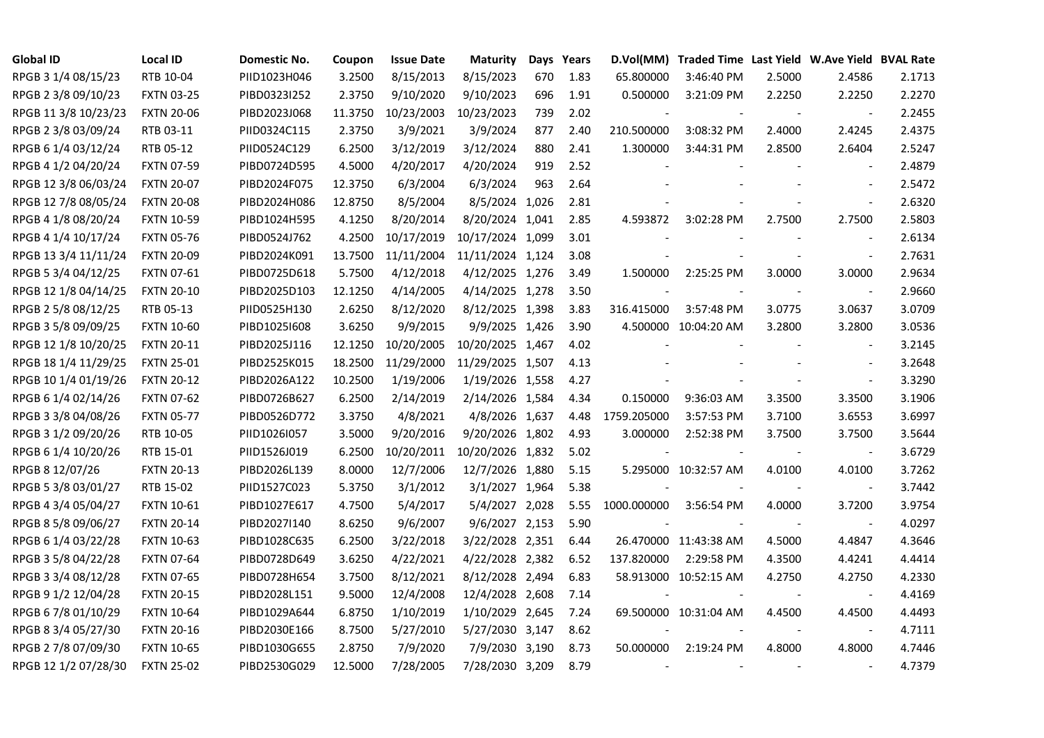| Global ID | Local ID | Domestic No. | Coupon | Issue Date | Maturity | Days | Years | D.Vol(MM) | Traded Time | Last Yield | W.Ave Yield | BVAL Rate |
|---|---|---|---|---|---|---|---|---|---|---|---|---|
| RPGB 3 1/4 08/15/23 | RTB 10-04 | PIID1023H046 | 3.2500 | 8/15/2013 | 8/15/2023 | 670 | 1.83 | 65.800000 | 3:46:40 PM | 2.5000 | 2.4586 | 2.1713 |
| RPGB 2 3/8 09/10/23 | FXTN 03-25 | PIBD0323I252 | 2.3750 | 9/10/2020 | 9/10/2023 | 696 | 1.91 | 0.500000 | 3:21:09 PM | 2.2250 | 2.2250 | 2.2270 |
| RPGB 11 3/8 10/23/23 | FXTN 20-06 | PIBD2023J068 | 11.3750 | 10/23/2003 | 10/23/2023 | 739 | 2.02 | - | - | - | - | 2.2455 |
| RPGB 2 3/8 03/09/24 | RTB 03-11 | PIID0324C115 | 2.3750 | 3/9/2021 | 3/9/2024 | 877 | 2.40 | 210.500000 | 3:08:32 PM | 2.4000 | 2.4245 | 2.4375 |
| RPGB 6 1/4 03/12/24 | RTB 05-12 | PIID0524C129 | 6.2500 | 3/12/2019 | 3/12/2024 | 880 | 2.41 | 1.300000 | 3:44:31 PM | 2.8500 | 2.6404 | 2.5247 |
| RPGB 4 1/2 04/20/24 | FXTN 07-59 | PIBD0724D595 | 4.5000 | 4/20/2017 | 4/20/2024 | 919 | 2.52 | - | - | - | - | 2.4879 |
| RPGB 12 3/8 06/03/24 | FXTN 20-07 | PIBD2024F075 | 12.3750 | 6/3/2004 | 6/3/2024 | 963 | 2.64 | - | - | - | - | 2.5472 |
| RPGB 12 7/8 08/05/24 | FXTN 20-08 | PIBD2024H086 | 12.8750 | 8/5/2004 | 8/5/2024 | 1,026 | 2.81 | - | - | - | - | 2.6320 |
| RPGB 4 1/8 08/20/24 | FXTN 10-59 | PIBD1024H595 | 4.1250 | 8/20/2014 | 8/20/2024 | 1,041 | 2.85 | 4.593872 | 3:02:28 PM | 2.7500 | 2.7500 | 2.5803 |
| RPGB 4 1/4 10/17/24 | FXTN 05-76 | PIBD0524J762 | 4.2500 | 10/17/2019 | 10/17/2024 | 1,099 | 3.01 | - | - | - | - | 2.6134 |
| RPGB 13 3/4 11/11/24 | FXTN 20-09 | PIBD2024K091 | 13.7500 | 11/11/2004 | 11/11/2024 | 1,124 | 3.08 | - | - | - | - | 2.7631 |
| RPGB 5 3/4 04/12/25 | FXTN 07-61 | PIBD0725D618 | 5.7500 | 4/12/2018 | 4/12/2025 | 1,276 | 3.49 | 1.500000 | 2:25:25 PM | 3.0000 | 3.0000 | 2.9634 |
| RPGB 12 1/8 04/14/25 | FXTN 20-10 | PIBD2025D103 | 12.1250 | 4/14/2005 | 4/14/2025 | 1,278 | 3.50 | - | - | - | - | 2.9660 |
| RPGB 2 5/8 08/12/25 | RTB 05-13 | PIID0525H130 | 2.6250 | 8/12/2020 | 8/12/2025 | 1,398 | 3.83 | 316.415000 | 3:57:48 PM | 3.0775 | 3.0637 | 3.0709 |
| RPGB 3 5/8 09/09/25 | FXTN 10-60 | PIBD1025I608 | 3.6250 | 9/9/2015 | 9/9/2025 | 1,426 | 3.90 | 4.500000 | 10:04:20 AM | 3.2800 | 3.2800 | 3.0536 |
| RPGB 12 1/8 10/20/25 | FXTN 20-11 | PIBD2025J116 | 12.1250 | 10/20/2005 | 10/20/2025 | 1,467 | 4.02 | - | - | - | - | 3.2145 |
| RPGB 18 1/4 11/29/25 | FXTN 25-01 | PIBD2525K015 | 18.2500 | 11/29/2000 | 11/29/2025 | 1,507 | 4.13 | - | - | - | - | 3.2648 |
| RPGB 10 1/4 01/19/26 | FXTN 20-12 | PIBD2026A122 | 10.2500 | 1/19/2006 | 1/19/2026 | 1,558 | 4.27 | - | - | - | - | 3.3290 |
| RPGB 6 1/4 02/14/26 | FXTN 07-62 | PIBD0726B627 | 6.2500 | 2/14/2019 | 2/14/2026 | 1,584 | 4.34 | 0.150000 | 9:36:03 AM | 3.3500 | 3.3500 | 3.1906 |
| RPGB 3 3/8 04/08/26 | FXTN 05-77 | PIBD0526D772 | 3.3750 | 4/8/2021 | 4/8/2026 | 1,637 | 4.48 | 1759.205000 | 3:57:53 PM | 3.7100 | 3.6553 | 3.6997 |
| RPGB 3 1/2 09/20/26 | RTB 10-05 | PIID1026I057 | 3.5000 | 9/20/2016 | 9/20/2026 | 1,802 | 4.93 | 3.000000 | 2:52:38 PM | 3.7500 | 3.7500 | 3.5644 |
| RPGB 6 1/4 10/20/26 | RTB 15-01 | PIID1526J019 | 6.2500 | 10/20/2011 | 10/20/2026 | 1,832 | 5.02 | - | - | - | - | 3.6729 |
| RPGB 8 12/07/26 | FXTN 20-13 | PIBD2026L139 | 8.0000 | 12/7/2006 | 12/7/2026 | 1,880 | 5.15 | 5.295000 | 10:32:57 AM | 4.0100 | 4.0100 | 3.7262 |
| RPGB 5 3/8 03/01/27 | RTB 15-02 | PIID1527C023 | 5.3750 | 3/1/2012 | 3/1/2027 | 1,964 | 5.38 | - | - | - | - | 3.7442 |
| RPGB 4 3/4 05/04/27 | FXTN 10-61 | PIBD1027E617 | 4.7500 | 5/4/2017 | 5/4/2027 | 2,028 | 5.55 | 1000.000000 | 3:56:54 PM | 4.0000 | 3.7200 | 3.9754 |
| RPGB 8 5/8 09/06/27 | FXTN 20-14 | PIBD2027I140 | 8.6250 | 9/6/2007 | 9/6/2027 | 2,153 | 5.90 | - | - | - | - | 4.0297 |
| RPGB 6 1/4 03/22/28 | FXTN 10-63 | PIBD1028C635 | 6.2500 | 3/22/2018 | 3/22/2028 | 2,351 | 6.44 | 26.470000 | 11:43:38 AM | 4.5000 | 4.4847 | 4.3646 |
| RPGB 3 5/8 04/22/28 | FXTN 07-64 | PIBD0728D649 | 3.6250 | 4/22/2021 | 4/22/2028 | 2,382 | 6.52 | 137.820000 | 2:29:58 PM | 4.3500 | 4.4241 | 4.4414 |
| RPGB 3 3/4 08/12/28 | FXTN 07-65 | PIBD0728H654 | 3.7500 | 8/12/2021 | 8/12/2028 | 2,494 | 6.83 | 58.913000 | 10:52:15 AM | 4.2750 | 4.2750 | 4.2330 |
| RPGB 9 1/2 12/04/28 | FXTN 20-15 | PIBD2028L151 | 9.5000 | 12/4/2008 | 12/4/2028 | 2,608 | 7.14 | - | - | - | - | 4.4169 |
| RPGB 6 7/8 01/10/29 | FXTN 10-64 | PIBD1029A644 | 6.8750 | 1/10/2019 | 1/10/2029 | 2,645 | 7.24 | 69.500000 | 10:31:04 AM | 4.4500 | 4.4500 | 4.4493 |
| RPGB 8 3/4 05/27/30 | FXTN 20-16 | PIBD2030E166 | 8.7500 | 5/27/2010 | 5/27/2030 | 3,147 | 8.62 | - | - | - | - | 4.7111 |
| RPGB 2 7/8 07/09/30 | FXTN 10-65 | PIBD1030G655 | 2.8750 | 7/9/2020 | 7/9/2030 | 3,190 | 8.73 | 50.000000 | 2:19:24 PM | 4.8000 | 4.8000 | 4.7446 |
| RPGB 12 1/2 07/28/30 | FXTN 25-02 | PIBD2530G029 | 12.5000 | 7/28/2005 | 7/28/2030 | 3,209 | 8.79 | - | - | - | - | 4.7379 |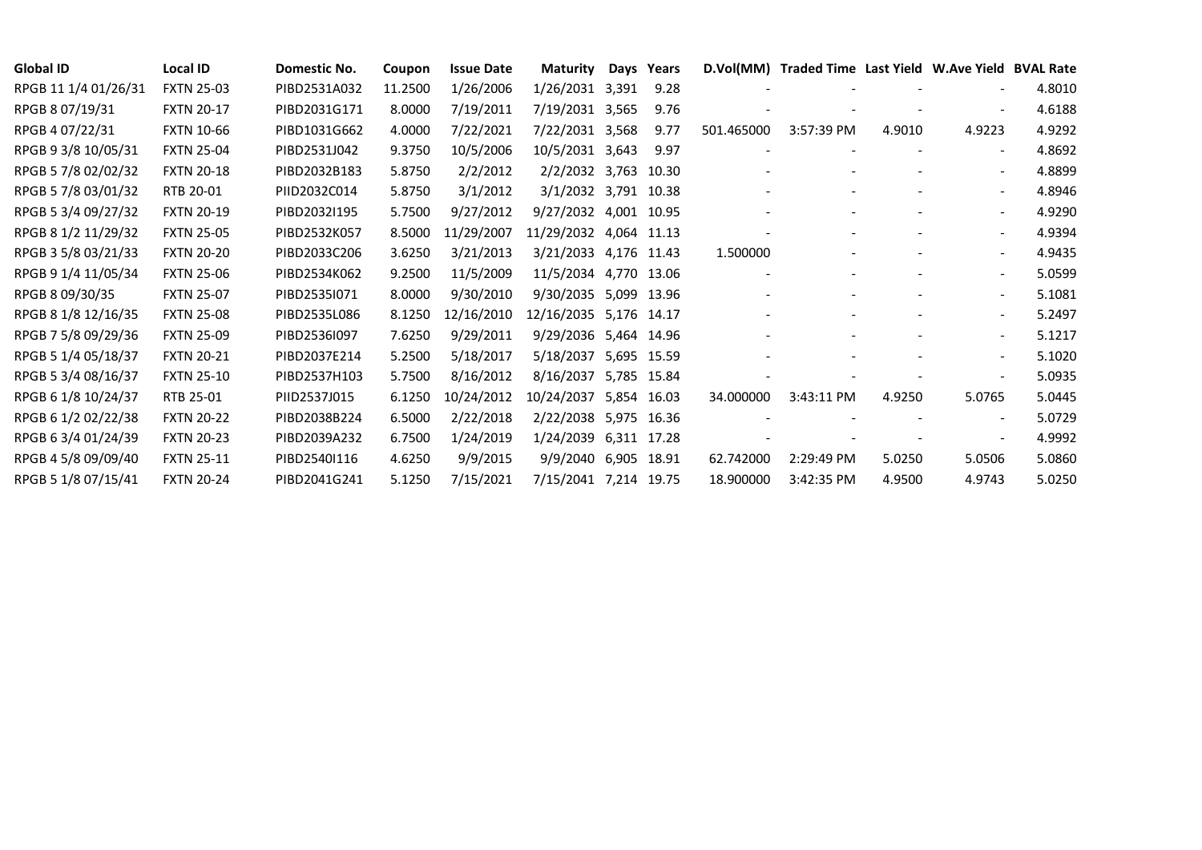| Global ID | Local ID | Domestic No. | Coupon | Issue Date | Maturity | Days | Years | D.Vol(MM) | Traded Time | Last Yield | W.Ave Yield | BVAL Rate |
|---|---|---|---|---|---|---|---|---|---|---|---|---|
| RPGB 11 1/4 01/26/31 | FXTN 25-03 | PIBD2531A032 | 11.2500 | 1/26/2006 | 1/26/2031 | 3,391 | 9.28 | - | - | - | - | 4.8010 |
| RPGB 8 07/19/31 | FXTN 20-17 | PIBD2031G171 | 8.0000 | 7/19/2011 | 7/19/2031 | 3,565 | 9.76 | - | - | - | - | 4.6188 |
| RPGB 4 07/22/31 | FXTN 10-66 | PIBD1031G662 | 4.0000 | 7/22/2021 | 7/22/2031 | 3,568 | 9.77 | 501.465000 | 3:57:39 PM | 4.9010 | 4.9223 | 4.9292 |
| RPGB 9 3/8 10/05/31 | FXTN 25-04 | PIBD2531J042 | 9.3750 | 10/5/2006 | 10/5/2031 | 3,643 | 9.97 | - | - | - | - | 4.8692 |
| RPGB 5 7/8 02/02/32 | FXTN 20-18 | PIBD2032B183 | 5.8750 | 2/2/2012 | 2/2/2032 | 3,763 | 10.30 | - | - | - | - | 4.8899 |
| RPGB 5 7/8 03/01/32 | RTB 20-01 | PIID2032C014 | 5.8750 | 3/1/2012 | 3/1/2032 | 3,791 | 10.38 | - | - | - | - | 4.8946 |
| RPGB 5 3/4 09/27/32 | FXTN 20-19 | PIBD2032I195 | 5.7500 | 9/27/2012 | 9/27/2032 | 4,001 | 10.95 | - | - | - | - | 4.9290 |
| RPGB 8 1/2 11/29/32 | FXTN 25-05 | PIBD2532K057 | 8.5000 | 11/29/2007 | 11/29/2032 | 4,064 | 11.13 | - | - | - | - | 4.9394 |
| RPGB 3 5/8 03/21/33 | FXTN 20-20 | PIBD2033C206 | 3.6250 | 3/21/2013 | 3/21/2033 | 4,176 | 11.43 | 1.500000 | - | - | - | 4.9435 |
| RPGB 9 1/4 11/05/34 | FXTN 25-06 | PIBD2534K062 | 9.2500 | 11/5/2009 | 11/5/2034 | 4,770 | 13.06 | - | - | - | - | 5.0599 |
| RPGB 8 09/30/35 | FXTN 25-07 | PIBD2535I071 | 8.0000 | 9/30/2010 | 9/30/2035 | 5,099 | 13.96 | - | - | - | - | 5.1081 |
| RPGB 8 1/8 12/16/35 | FXTN 25-08 | PIBD2535L086 | 8.1250 | 12/16/2010 | 12/16/2035 | 5,176 | 14.17 | - | - | - | - | 5.2497 |
| RPGB 7 5/8 09/29/36 | FXTN 25-09 | PIBD2536I097 | 7.6250 | 9/29/2011 | 9/29/2036 | 5,464 | 14.96 | - | - | - | - | 5.1217 |
| RPGB 5 1/4 05/18/37 | FXTN 20-21 | PIBD2037E214 | 5.2500 | 5/18/2017 | 5/18/2037 | 5,695 | 15.59 | - | - | - | - | 5.1020 |
| RPGB 5 3/4 08/16/37 | FXTN 25-10 | PIBD2537H103 | 5.7500 | 8/16/2012 | 8/16/2037 | 5,785 | 15.84 | - | - | - | - | 5.0935 |
| RPGB 6 1/8 10/24/37 | RTB 25-01 | PIID2537J015 | 6.1250 | 10/24/2012 | 10/24/2037 | 5,854 | 16.03 | 34.000000 | 3:43:11 PM | 4.9250 | 5.0765 | 5.0445 |
| RPGB 6 1/2 02/22/38 | FXTN 20-22 | PIBD2038B224 | 6.5000 | 2/22/2018 | 2/22/2038 | 5,975 | 16.36 | - | - | - | - | 5.0729 |
| RPGB 6 3/4 01/24/39 | FXTN 20-23 | PIBD2039A232 | 6.7500 | 1/24/2019 | 1/24/2039 | 6,311 | 17.28 | - | - | - | - | 4.9992 |
| RPGB 4 5/8 09/09/40 | FXTN 25-11 | PIBD2540I116 | 4.6250 | 9/9/2015 | 9/9/2040 | 6,905 | 18.91 | 62.742000 | 2:29:49 PM | 5.0250 | 5.0506 | 5.0860 |
| RPGB 5 1/8 07/15/41 | FXTN 20-24 | PIBD2041G241 | 5.1250 | 7/15/2021 | 7/15/2041 | 7,214 | 19.75 | 18.900000 | 3:42:35 PM | 4.9500 | 4.9743 | 5.0250 |